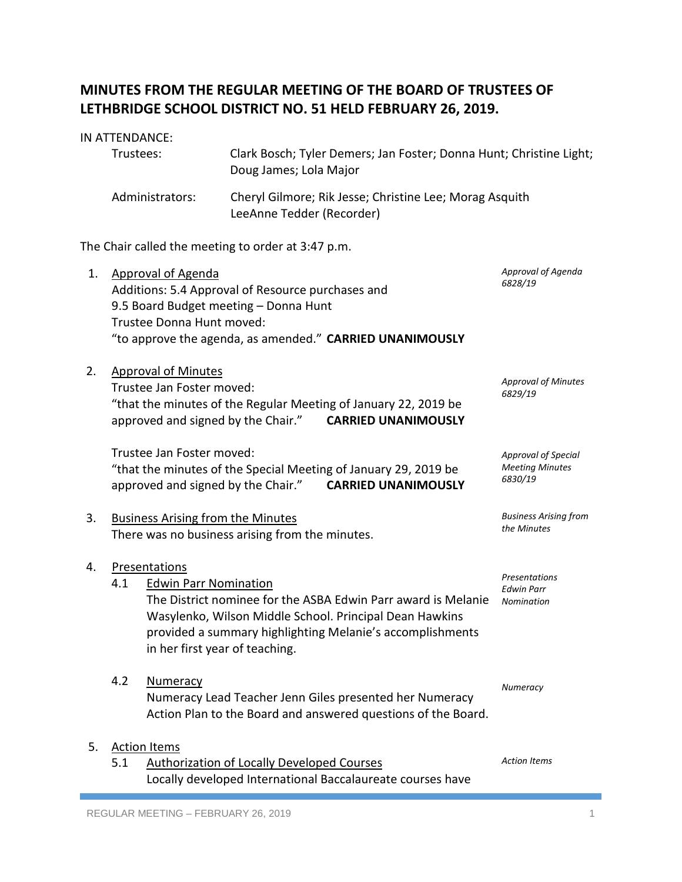# MINUTES FROM THE REGULAR MEETING OF THE BOARD OF TRUSTEES OF LETHBRIDGE SCHOOL DISTRICT NO. 51 HELD FEBRUARY 26, 2019.

IN ATTENDANCE:

Trustees: Clark Bosch; Tyler Demers; Jan Foster; Donna Hunt; Christine Light; Doug James; Lola Major

Administrators: Cheryl Gilmore; Rik Jesse; Christine Lee; Morag Asquith LeeAnne Tedder (Recorder)

The Chair called the meeting to order at 3:47 p.m.

1. Approval of Agenda

   *Approval of Agenda 6828/19*

   Additions: 5.4 Approval of Resource purchases and 9.5 Board Budget meeting – Donna Hunt
   Trustee Donna Hunt moved:
   "to approve the agenda, as amended." **CARRIED UNANIMOUSLY**

2. Approval of Minutes

   *Approval of Minutes 6829/19*

   Trustee Jan Foster moved:
   "that the minutes of the Regular Meeting of January 22, 2019 be approved and signed by the Chair." **CARRIED UNANIMOUSLY**

   *Approval of Special Meeting Minutes 6830/19*

   Trustee Jan Foster moved:
   "that the minutes of the Special Meeting of January 29, 2019 be approved and signed by the Chair." **CARRIED UNANIMOUSLY**

3. Business Arising from the Minutes

   *Business Arising from the Minutes*

   There was no business arising from the minutes.

4. Presentations

   *Presentations*

   4.1 Edwin Parr Nomination

   *Edwin Parr Nomination*

   The District nominee for the ASBA Edwin Parr award is Melanie Wasylenko, Wilson Middle School. Principal Dean Hawkins provided a summary highlighting Melanie's accomplishments in her first year of teaching.

   4.2 Numeracy

   *Numeracy*

   Numeracy Lead Teacher Jenn Giles presented her Numeracy Action Plan to the Board and answered questions of the Board.

5. Action Items

   *Action Items*

   5.1 Authorization of Locally Developed Courses
   Locally developed International Baccalaureate courses have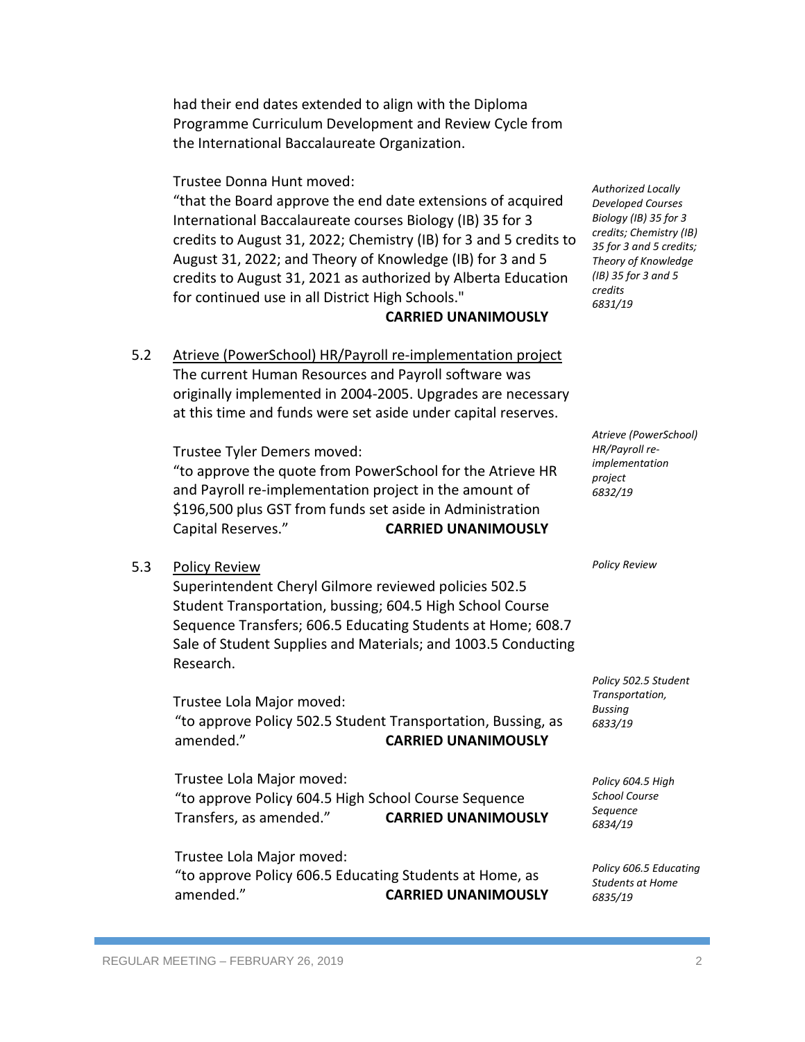had their end dates extended to align with the Diploma Programme Curriculum Development and Review Cycle from the International Baccalaureate Organization.

*Authorized Locally Developed Courses Biology (IB) 35 for 3 credits; Chemistry (IB) 35 for 3 and 5 credits; Theory of Knowledge (IB) 35 for 3 and 5 credits 6831/19*

Trustee Donna Hunt moved:
"that the Board approve the end date extensions of acquired International Baccalaureate courses Biology (IB) 35 for 3 credits to August 31, 2022; Chemistry (IB) for 3 and 5 credits to August 31, 2022; and Theory of Knowledge (IB) for 3 and 5 credits to August 31, 2021 as authorized by Alberta Education for continued use in all District High Schools."
**CARRIED UNANIMOUSLY**

5.2 Atrieve (PowerSchool) HR/Payroll re-implementation project

The current Human Resources and Payroll software was originally implemented in 2004-2005. Upgrades are necessary at this time and funds were set aside under capital reserves.

*Atrieve (PowerSchool) HR/Payroll re-implementation project 6832/19*

Trustee Tyler Demers moved:
"to approve the quote from PowerSchool for the Atrieve HR and Payroll re-implementation project in the amount of $196,500 plus GST from funds set aside in Administration Capital Reserves." **CARRIED UNANIMOUSLY**

5.3 Policy Review

*Policy Review*

Superintendent Cheryl Gilmore reviewed policies 502.5 Student Transportation, bussing; 604.5 High School Course Sequence Transfers; 606.5 Educating Students at Home; 608.7 Sale of Student Supplies and Materials; and 1003.5 Conducting Research.

*Policy 502.5 Student Transportation, Bussing 6833/19*

Trustee Lola Major moved:
"to approve Policy 502.5 Student Transportation, Bussing, as amended." **CARRIED UNANIMOUSLY**

*Policy 604.5 High School Course Sequence 6834/19*

Trustee Lola Major moved:
"to approve Policy 604.5 High School Course Sequence Transfers, as amended." **CARRIED UNANIMOUSLY**

*Policy 606.5 Educating Students at Home 6835/19*

Trustee Lola Major moved:
"to approve Policy 606.5 Educating Students at Home, as amended." **CARRIED UNANIMOUSLY**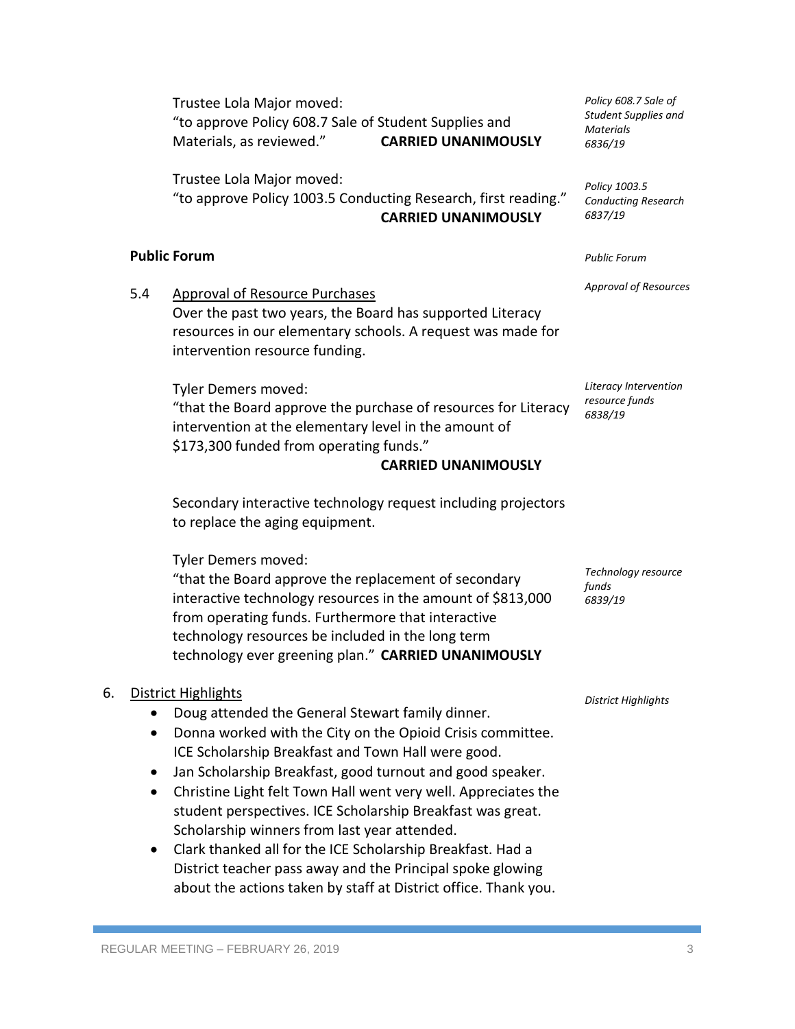Trustee Lola Major moved:
"to approve Policy 608.7 Sale of Student Supplies and Materials, as reviewed." **CARRIED UNANIMOUSLY**

*Policy 608.7 Sale of Student Supplies and Materials 6836/19*

Trustee Lola Major moved:
"to approve Policy 1003.5 Conducting Research, first reading." **CARRIED UNANIMOUSLY**

*Policy 1003.5 Conducting Research 6837/19*

**Public Forum**

*Public Forum*

5.4 Approval of Resource Purchases

*Approval of Resources*

Over the past two years, the Board has supported Literacy resources in our elementary schools. A request was made for intervention resource funding.

Tyler Demers moved:
"that the Board approve the purchase of resources for Literacy intervention at the elementary level in the amount of $173,300 funded from operating funds." **CARRIED UNANIMOUSLY**

*Literacy Intervention resource funds 6838/19*

Secondary interactive technology request including projectors to replace the aging equipment.

Tyler Demers moved:
"that the Board approve the replacement of secondary interactive technology resources in the amount of $813,000 from operating funds. Furthermore that interactive technology resources be included in the long term technology ever greening plan." **CARRIED UNANIMOUSLY**

*Technology resource funds 6839/19*

6. District Highlights

*District Highlights*

- Doug attended the General Stewart family dinner.
- Donna worked with the City on the Opioid Crisis committee. ICE Scholarship Breakfast and Town Hall were good.
- Jan Scholarship Breakfast, good turnout and good speaker.
- Christine Light felt Town Hall went very well. Appreciates the student perspectives. ICE Scholarship Breakfast was great. Scholarship winners from last year attended.
- Clark thanked all for the ICE Scholarship Breakfast. Had a District teacher pass away and the Principal spoke glowing about the actions taken by staff at District office. Thank you.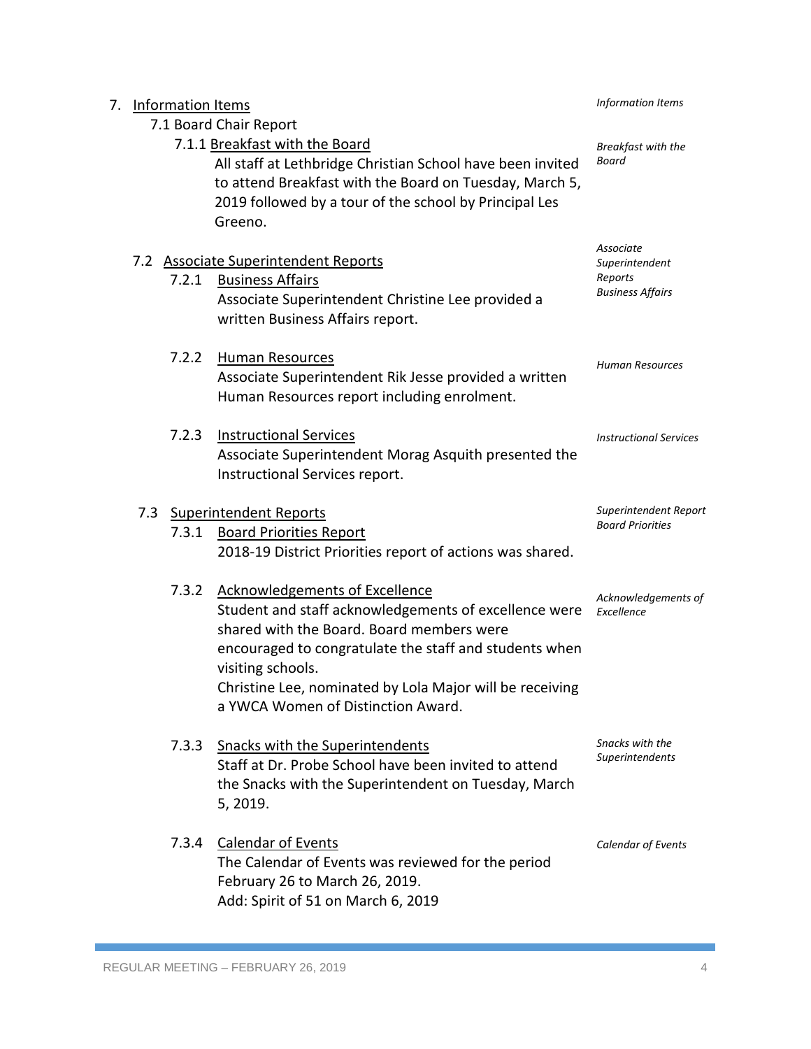7. Information Items

*Information Items*

7.1 Board Chair Report

7.1.1 Breakfast with the Board

*Breakfast with the Board*

All staff at Lethbridge Christian School have been invited to attend Breakfast with the Board on Tuesday, March 5, 2019 followed by a tour of the school by Principal Les Greeno.

7.2 Associate Superintendent Reports

*Associate Superintendent Reports*

7.2.1 Business Affairs

*Business Affairs*

Associate Superintendent Christine Lee provided a written Business Affairs report.

7.2.2 Human Resources

*Human Resources*

Associate Superintendent Rik Jesse provided a written Human Resources report including enrolment.

7.2.3 Instructional Services

*Instructional Services*

Associate Superintendent Morag Asquith presented the Instructional Services report.

7.3 Superintendent Reports

*Superintendent Report*

7.3.1 Board Priorities Report

*Board Priorities*

2018-19 District Priorities report of actions was shared.

7.3.2 Acknowledgements of Excellence

*Acknowledgements of Excellence*

Student and staff acknowledgements of excellence were shared with the Board. Board members were encouraged to congratulate the staff and students when visiting schools.
Christine Lee, nominated by Lola Major will be receiving a YWCA Women of Distinction Award.

7.3.3 Snacks with the Superintendents

*Snacks with the Superintendents*

Staff at Dr. Probe School have been invited to attend the Snacks with the Superintendent on Tuesday, March 5, 2019.

7.3.4 Calendar of Events

*Calendar of Events*

The Calendar of Events was reviewed for the period February 26 to March 26, 2019.
Add: Spirit of 51 on March 6, 2019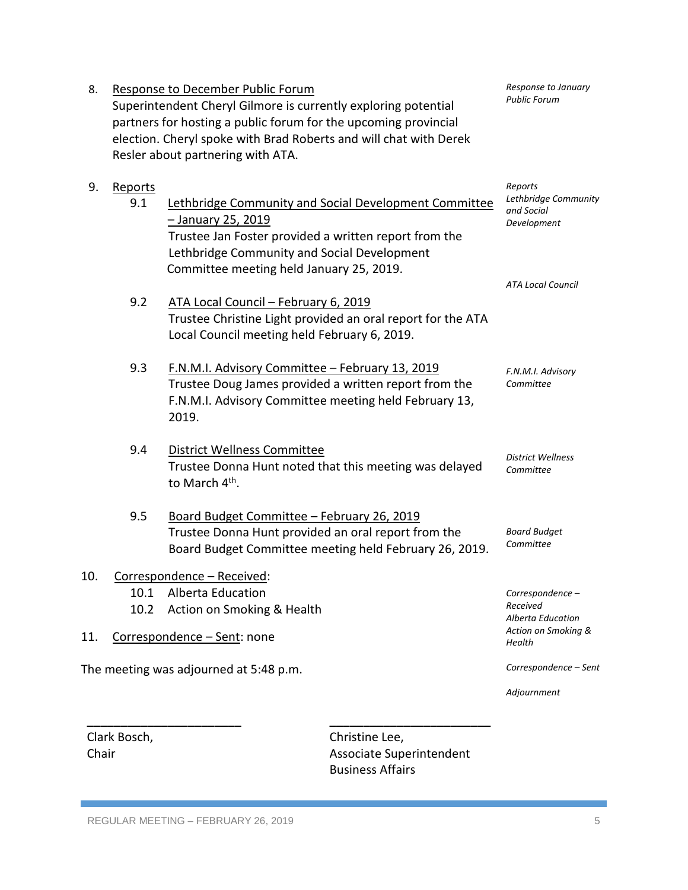8. <u>Response to December Public Forum</u>
   Superintendent Cheryl Gilmore is currently exploring potential partners for hosting a public forum for the upcoming provincial election. Cheryl spoke with Brad Roberts and will chat with Derek Resler about partnering with ATA.

   *Response to January Public Forum*

9. <u>Reports</u>

   *Reports*

   9.1 <u>Lethbridge Community and Social Development Committee – January 25, 2019</u>
   Trustee Jan Foster provided a written report from the Lethbridge Community and Social Development Committee meeting held January 25, 2019.

   *Lethbridge Community and Social Development*

   9.2 <u>ATA Local Council – February 6, 2019</u>
   Trustee Christine Light provided an oral report for the ATA Local Council meeting held February 6, 2019.

   *ATA Local Council*

   9.3 <u>F.N.M.I. Advisory Committee – February 13, 2019</u>
   Trustee Doug James provided a written report from the F.N.M.I. Advisory Committee meeting held February 13, 2019.

   *F.N.M.I. Advisory Committee*

   9.4 <u>District Wellness Committee</u>
   Trustee Donna Hunt noted that this meeting was delayed to March 4th.

   *District Wellness Committee*

   9.5 <u>Board Budget Committee – February 26, 2019</u>
   Trustee Donna Hunt provided an oral report from the Board Budget Committee meeting held February 26, 2019.

   *Board Budget Committee*

10. <u>Correspondence – Received</u>:
    10.1 Alberta Education
    10.2 Action on Smoking & Health

    *Correspondence – Received*
    *Alberta Education*
    *Action on Smoking & Health*

11. <u>Correspondence – Sent</u>: none

    *Correspondence – Sent*

The meeting was adjourned at 5:48 p.m.

*Adjournment*

\_\_\_\_\_\_\_\_\_\_\_\_\_\_\_\_\_\_\_\_\_\_\_\_
Clark Bosch,
Chair

\_\_\_\_\_\_\_\_\_\_\_\_\_\_\_\_\_\_\_\_\_\_\_\_
Christine Lee,
Associate Superintendent
Business Affairs